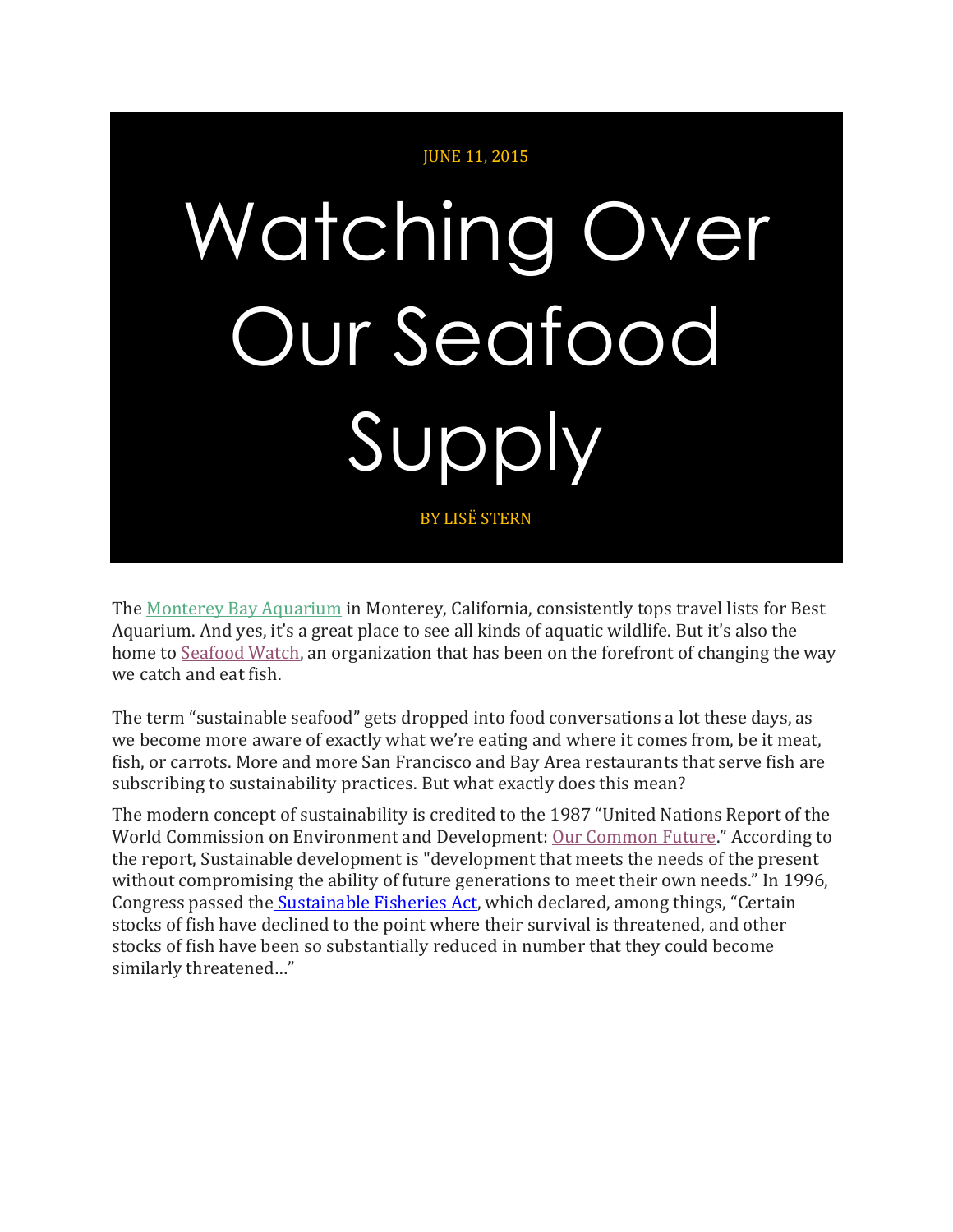JUNE 11, 2015

# Watching Over Our Seafood Supply

BY LISË STERN

The Monterey Bay Aquarium in Monterey, California, consistently tops travel lists for Best Aquarium. And yes, it's a great place to see all kinds of aquatic wildlife. But it's also the home to Seafood Watch, an organization that has been on the forefront of changing the way we catch and eat fish.

The term "sustainable seafood" gets dropped into food conversations a lot these days, as we become more aware of exactly what we're eating and where it comes from, be it meat, fish, or carrots. More and more San Francisco and Bay Area restaurants that serve fish are subscribing to sustainability practices. But what exactly does this mean?

The modern concept of sustainability is credited to the 1987 "United Nations Report of the World Commission on Environment and Development: Our Common Future." According to the report, Sustainable development is "development that meets the needs of the present without compromising the ability of future generations to meet their own needs." In 1996, Congress passed the Sustainable Fisheries Act, which declared, among things, "Certain stocks of fish have declined to the point where their survival is threatened, and other stocks of fish have been so substantially reduced in number that they could become similarly threatened…"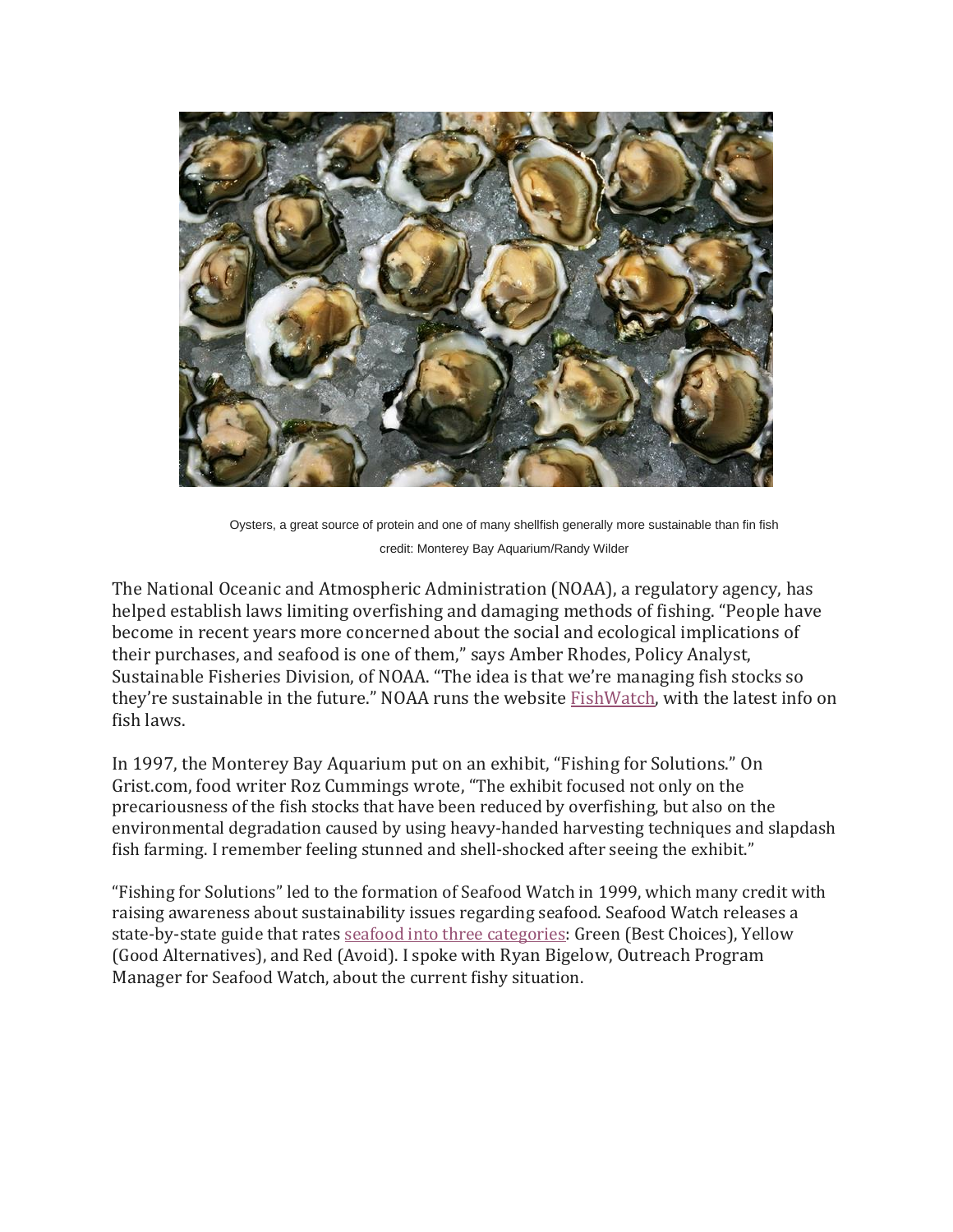Oysters, a great source of protein and one of many shellfish generally more sustainable than fin fish

credit: Monterey Bay Aquarium/Randy Wilder

The National Oceanic and Atmospheric Administration (NOAA), a regulatory agency, has helped establish laws limiting overfishing and damaging methods of fishing. "People have become in recent years more concerned about the social and ecological implications of their purchases, and seafood is one of them," says Amber Rhodes, Policy Analyst, Sustainable Fisheries Division, of NOAA. "The idea is that we're managing fish stocks so they're sustainable in the future." NOAA runs the website FishWatch, with the latest info on fish laws.

In 1997, the Monterey Bay Aquarium put on an exhibit, "Fishing for Solutions." On Grist.com, food writer Roz Cummings wrote, "The exhibit focused not only on the precariousness of the fish stocks that have been reduced by overfishing, but also on the environmental degradation caused by using heavy-handed harvesting techniques and slapdash fish farming. I remember feeling stunned and shell-shocked after seeing the exhibit."

"Fishing for Solutions" led to the formation of Seafood Watch in 1999, which many credit with raising awareness about sustainability issues regarding seafood. Seafood Watch releases a state-by-state guide that rates seafood into three categories: Green (Best Choices), Yellow (Good Alternatives), and Red (Avoid). I spoke with Ryan Bigelow, Outreach Program Manager for Seafood Watch, about the current fishy situation.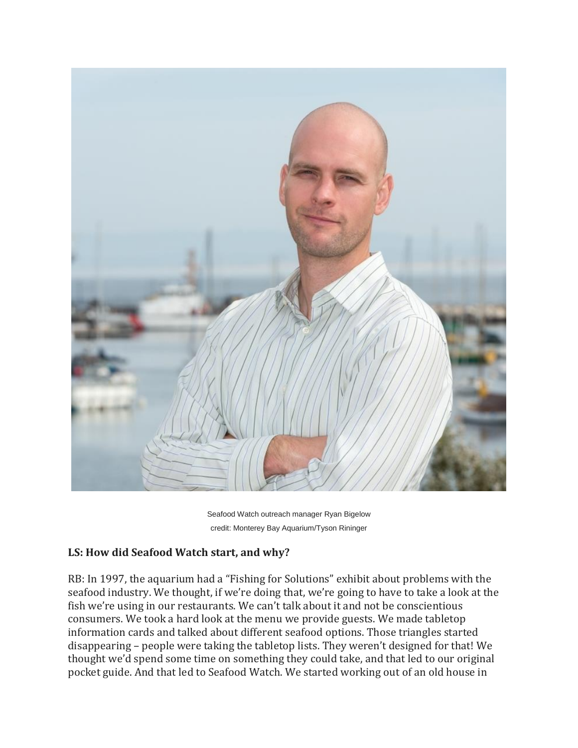Seafood Watch outreach manager Ryan Bigelow

credit: Monterey Bay Aquarium/Tyson Rininger

**LS: How did Seafood Watch start, and why?**

RB: In 1997, the aquarium had a "Fishing for Solutions" exhibit about problems with the seafood industry. We thought, if we're doing that, we're going to have to take a look at the fish we're using in our restaurants. We can't talk about it and not be conscientious consumers. We took a hard look at the menu we provide guests. We made tabletop information cards and talked about different seafood options. Those triangles started disappearing – people were taking the tabletop lists. They weren't designed for that! We thought we'd spend some time on something they could take, and that led to our original pocket guide. And that led to Seafood Watch. We started working out of an old house in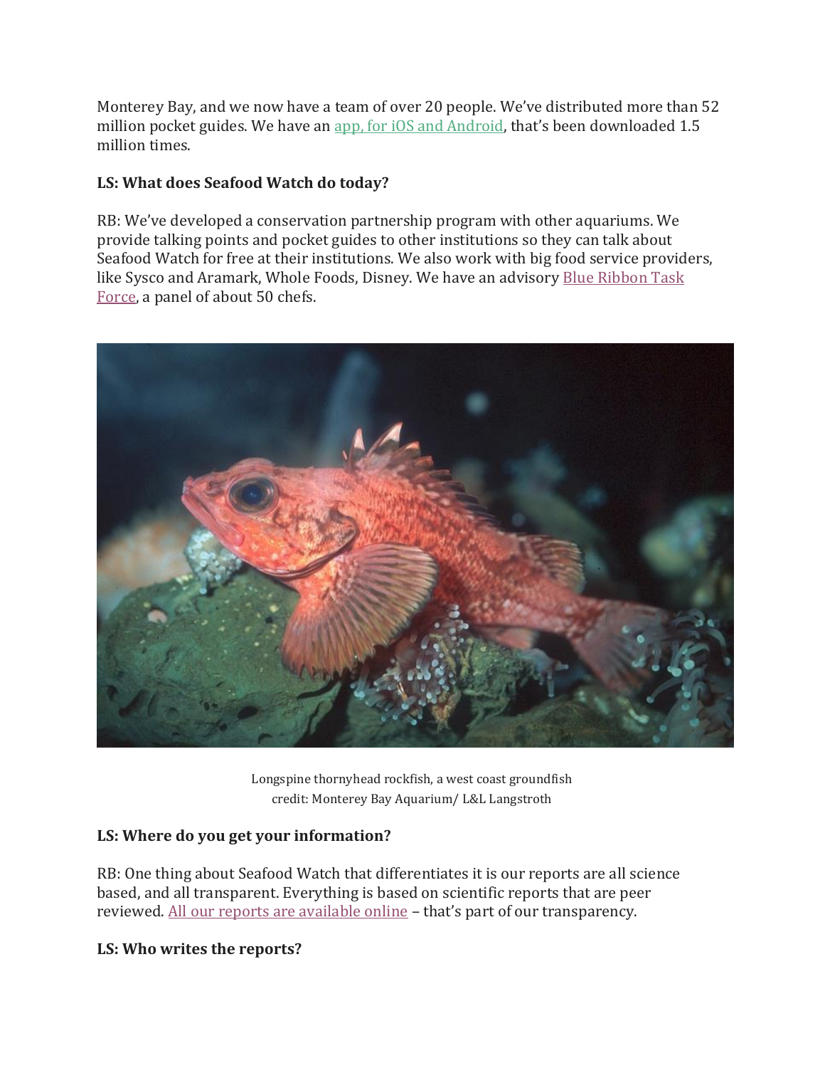Monterey Bay, and we now have a team of over 20 people. We've distributed more than 52 million pocket guides. We have an app, for iOS and Android, that's been downloaded 1.5 million times.

**LS: What does Seafood Watch do today?**

RB: We've developed a conservation partnership program with other aquariums. We provide talking points and pocket guides to other institutions so they can talk about Seafood Watch for free at their institutions. We also work with big food service providers, like Sysco and Aramark, Whole Foods, Disney. We have an advisory Blue Ribbon Task Force, a panel of about 50 chefs.

Longspine thornyhead rockfish, a west coast groundfish
credit: Monterey Bay Aquarium/ L&L Langstroth

**LS: Where do you get your information?**

RB: One thing about Seafood Watch that differentiates it is our reports are all science based, and all transparent. Everything is based on scientific reports that are peer reviewed. All our reports are available online – that's part of our transparency.

**LS: Who writes the reports?**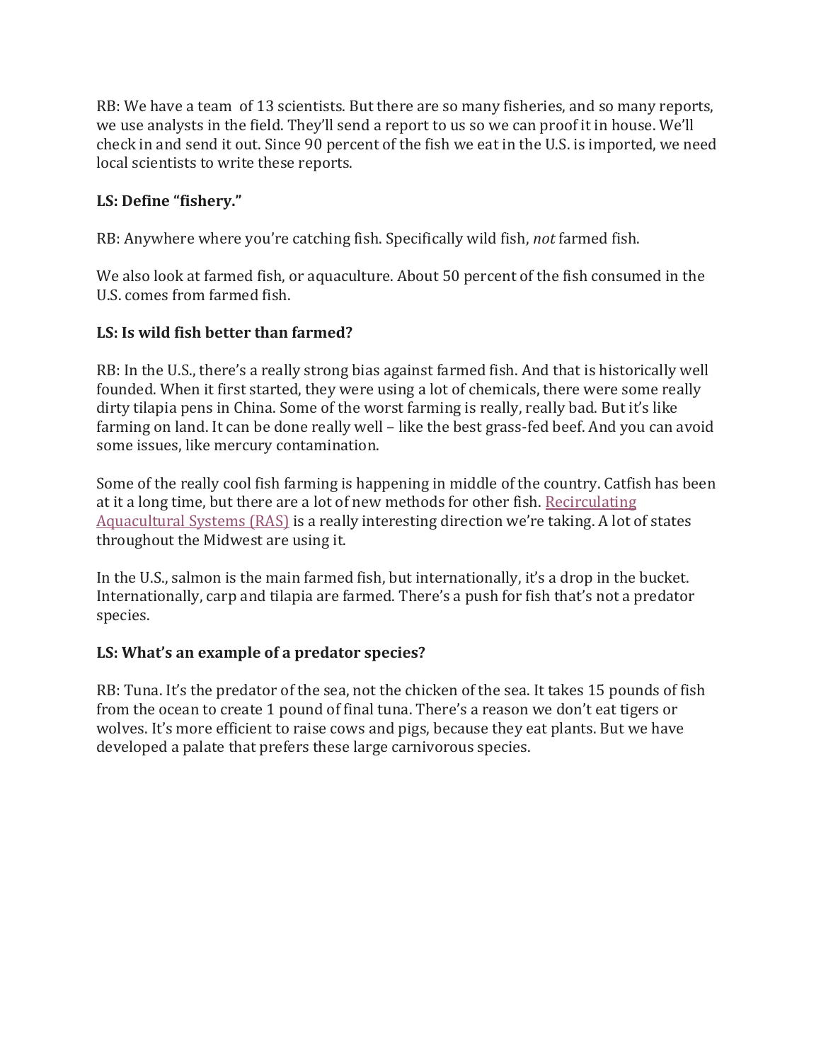RB: We have a team of 13 scientists. But there are so many fisheries, and so many reports, we use analysts in the field. They'll send a report to us so we can proof it in house. We'll check in and send it out. Since 90 percent of the fish we eat in the U.S. is imported, we need local scientists to write these reports.

**LS: Define "fishery."**

RB: Anywhere where you're catching fish. Specifically wild fish, *not* farmed fish.

We also look at farmed fish, or aquaculture. About 50 percent of the fish consumed in the U.S. comes from farmed fish.

**LS: Is wild fish better than farmed?**

RB: In the U.S., there's a really strong bias against farmed fish. And that is historically well founded. When it first started, they were using a lot of chemicals, there were some really dirty tilapia pens in China. Some of the worst farming is really, really bad. But it's like farming on land. It can be done really well – like the best grass-fed beef. And you can avoid some issues, like mercury contamination.

Some of the really cool fish farming is happening in middle of the country. Catfish has been at it a long time, but there are a lot of new methods for other fish. Recirculating Aquacultural Systems (RAS) is a really interesting direction we're taking. A lot of states throughout the Midwest are using it.

In the U.S., salmon is the main farmed fish, but internationally, it's a drop in the bucket. Internationally, carp and tilapia are farmed. There's a push for fish that's not a predator species.

**LS: What's an example of a predator species?**

RB: Tuna. It's the predator of the sea, not the chicken of the sea. It takes 15 pounds of fish from the ocean to create 1 pound of final tuna. There's a reason we don't eat tigers or wolves. It's more efficient to raise cows and pigs, because they eat plants. But we have developed a palate that prefers these large carnivorous species.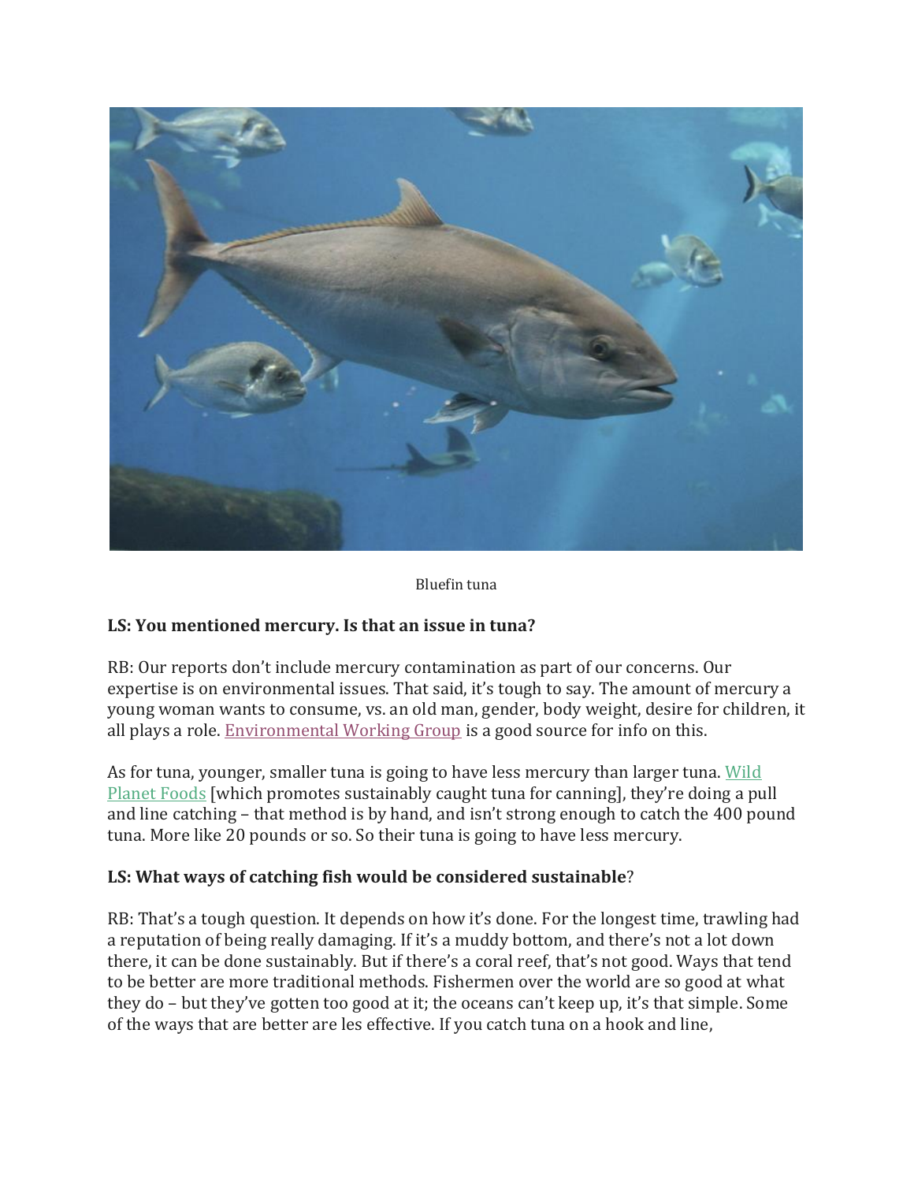Bluefin tuna

**LS: You mentioned mercury. Is that an issue in tuna?**

RB: Our reports don't include mercury contamination as part of our concerns. Our expertise is on environmental issues. That said, it's tough to say. The amount of mercury a young woman wants to consume, vs. an old man, gender, body weight, desire for children, it all plays a role. Environmental Working Group is a good source for info on this.

As for tuna, younger, smaller tuna is going to have less mercury than larger tuna. Wild Planet Foods [which promotes sustainably caught tuna for canning], they're doing a pull and line catching – that method is by hand, and isn't strong enough to catch the 400 pound tuna. More like 20 pounds or so. So their tuna is going to have less mercury.

**LS: What ways of catching fish would be considered sustainable**?

RB: That's a tough question. It depends on how it's done. For the longest time, trawling had a reputation of being really damaging. If it's a muddy bottom, and there's not a lot down there, it can be done sustainably. But if there's a coral reef, that's not good. Ways that tend to be better are more traditional methods. Fishermen over the world are so good at what they do – but they've gotten too good at it; the oceans can't keep up, it's that simple. Some of the ways that are better are les effective. If you catch tuna on a hook and line,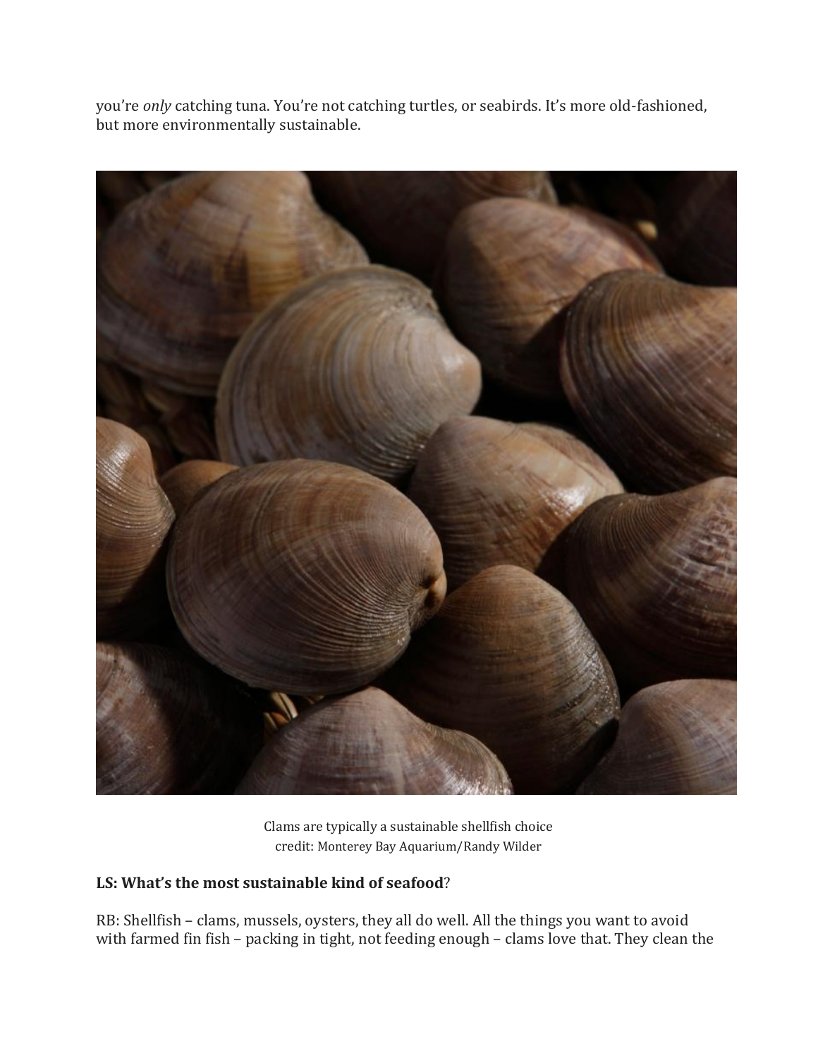you're *only* catching tuna. You're not catching turtles, or seabirds. It's more old-fashioned, but more environmentally sustainable.

Clams are typically a sustainable shellfish choice
credit: Monterey Bay Aquarium/Randy Wilder

**LS: What's the most sustainable kind of seafood**?

RB: Shellfish – clams, mussels, oysters, they all do well. All the things you want to avoid with farmed fin fish – packing in tight, not feeding enough – clams love that. They clean the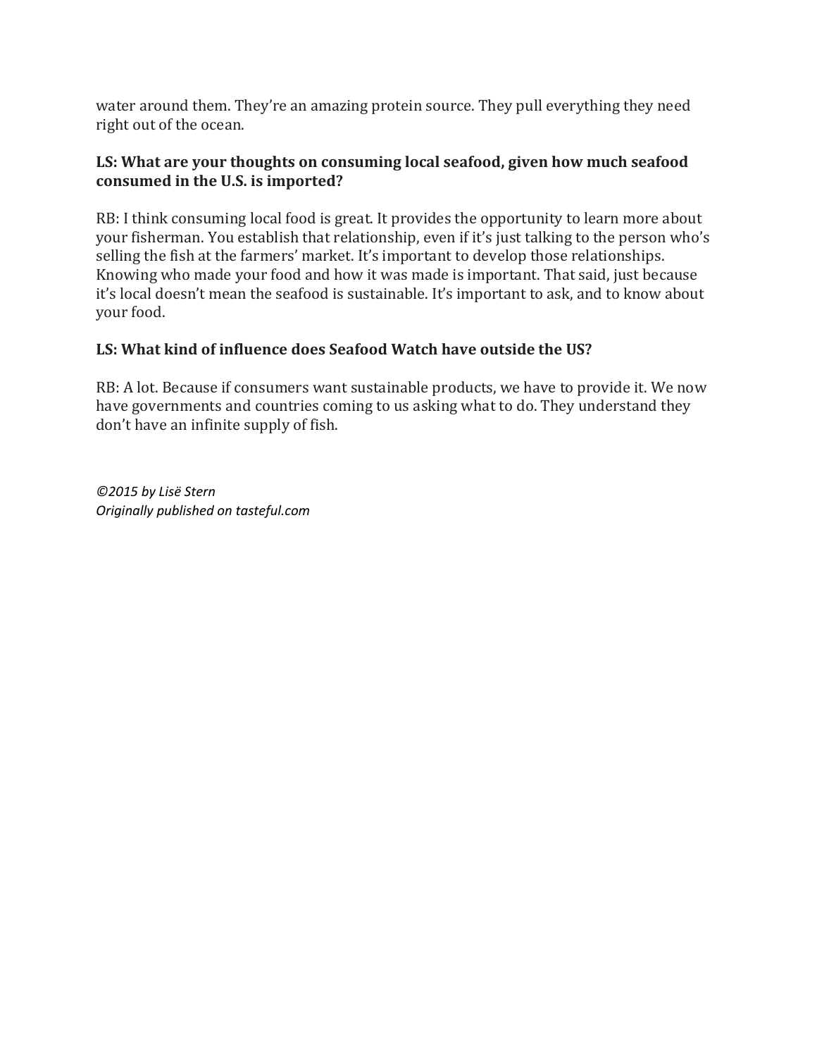water around them. They're an amazing protein source. They pull everything they need right out of the ocean.

**LS: What are your thoughts on consuming local seafood, given how much seafood consumed in the U.S. is imported?**

RB: I think consuming local food is great. It provides the opportunity to learn more about your fisherman. You establish that relationship, even if it's just talking to the person who's selling the fish at the farmers' market. It's important to develop those relationships. Knowing who made your food and how it was made is important. That said, just because it's local doesn't mean the seafood is sustainable. It's important to ask, and to know about your food.

**LS: What kind of influence does Seafood Watch have outside the US?**

RB: A lot. Because if consumers want sustainable products, we have to provide it. We now have governments and countries coming to us asking what to do. They understand they don't have an infinite supply of fish.

*©2015 by Lisë Stern*
*Originally published on tasteful.com*